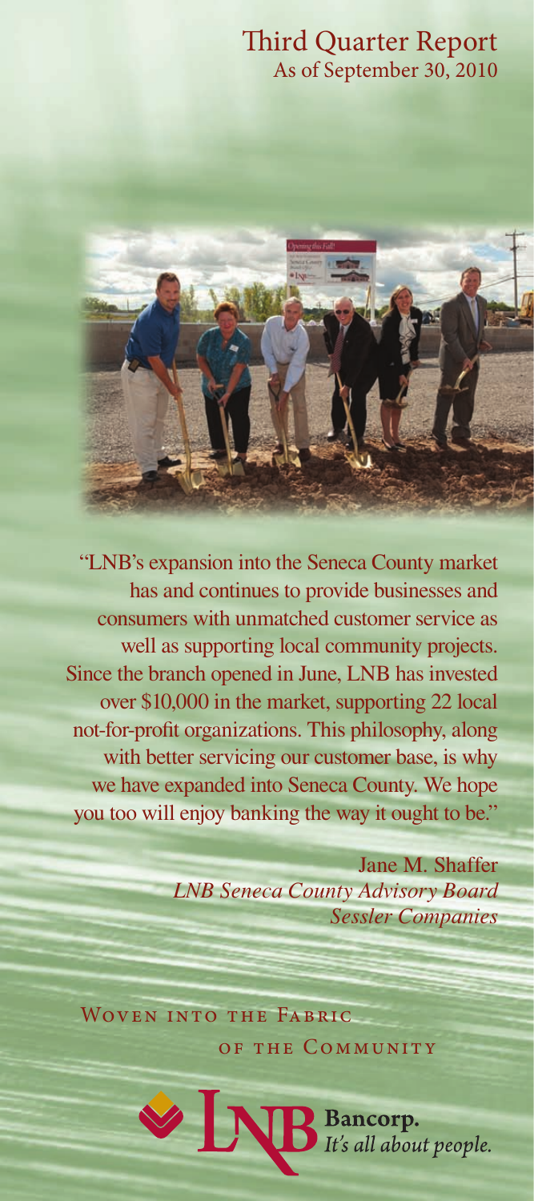# Third Quarter Report

As of September 30, 2010

"LNB's expansion into the Seneca County market has and continues to provide businesses and consumers with unmatched customer service as well as supporting local community projects. Since the branch opened in June, LNB has invested over $10,000 in the market, supporting 22 local not-for-profit organizations. This philosophy, along with better servicing our customer base, is why we have expanded into Seneca County. We hope you too will enjoy banking the way it ought to be."

Jane M. Shaffer
*LNB Seneca County Advisory Board*
*Sessler Companies*

Woven into the Fabric of the Community

LNB Bancorp. *It's all about people.*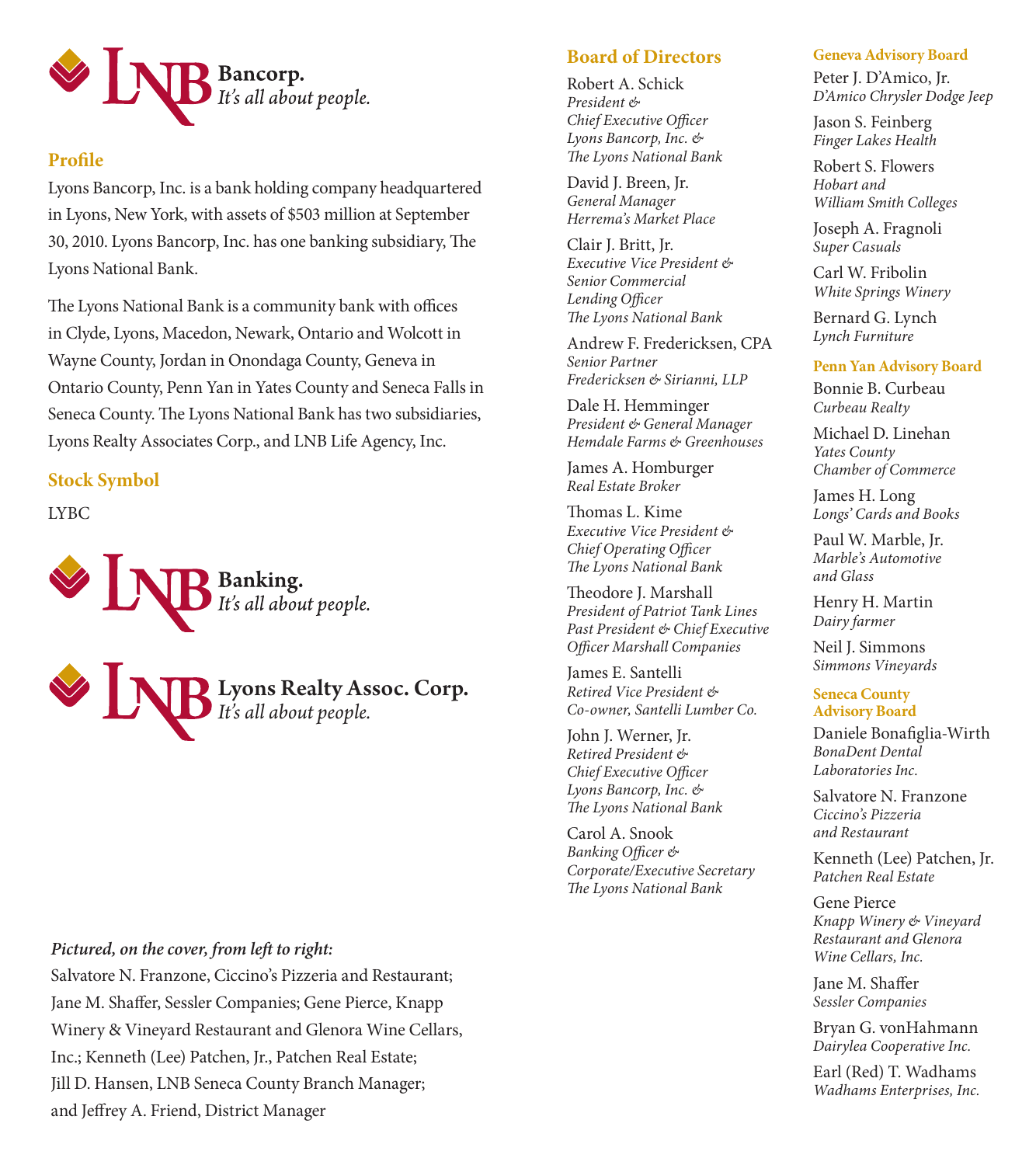**LNB Bancorp.**
*It's all about people.*

## Profile

Lyons Bancorp, Inc. is a bank holding company headquartered in Lyons, New York, with assets of $503 million at September 30, 2010. Lyons Bancorp, Inc. has one banking subsidiary, The Lyons National Bank.

The Lyons National Bank is a community bank with offices in Clyde, Lyons, Macedon, Newark, Ontario and Wolcott in Wayne County, Jordan in Onondaga County, Geneva in Ontario County, Penn Yan in Yates County and Seneca Falls in Seneca County. The Lyons National Bank has two subsidiaries, Lyons Realty Associates Corp., and LNB Life Agency, Inc.

## Stock Symbol

LYBC

**LNB Banking.**
*It's all about people.*

**LNB Lyons Realty Assoc. Corp.**
*It's all about people.*

***Pictured, on the cover, from left to right:***
Salvatore N. Franzone, Ciccino's Pizzeria and Restaurant; Jane M. Shaffer, Sessler Companies; Gene Pierce, Knapp Winery & Vineyard Restaurant and Glenora Wine Cellars, Inc.; Kenneth (Lee) Patchen, Jr., Patchen Real Estate; Jill D. Hansen, LNB Seneca County Branch Manager; and Jeffrey A. Friend, District Manager

## Board of Directors

Robert A. Schick
*President & Chief Executive Officer Lyons Bancorp, Inc. & The Lyons National Bank*

David J. Breen, Jr.
*General Manager Herrema's Market Place*

Clair J. Britt, Jr.
*Executive Vice President & Senior Commercial Lending Officer The Lyons National Bank*

Andrew F. Fredericksen, CPA
*Senior Partner Fredericksen & Sirianni, LLP*

Dale H. Hemminger
*President & General Manager Hemdale Farms & Greenhouses*

James A. Homburger
*Real Estate Broker*

Thomas L. Kime
*Executive Vice President & Chief Operating Officer The Lyons National Bank*

Theodore J. Marshall
*President of Patriot Tank Lines Past President & Chief Executive Officer Marshall Companies*

James E. Santelli
*Retired Vice President & Co-owner, Santelli Lumber Co.*

John J. Werner, Jr.
*Retired President & Chief Executive Officer Lyons Bancorp, Inc. & The Lyons National Bank*

Carol A. Snook
*Banking Officer & Corporate/Executive Secretary The Lyons National Bank*

### Geneva Advisory Board

Peter J. D'Amico, Jr.
*D'Amico Chrysler Dodge Jeep*

Jason S. Feinberg
*Finger Lakes Health*

Robert S. Flowers
*Hobart and William Smith Colleges*

Joseph A. Fragnoli
*Super Casuals*

Carl W. Fribolin
*White Springs Winery*

Bernard G. Lynch
*Lynch Furniture*

### Penn Yan Advisory Board

Bonnie B. Curbeau
*Curbeau Realty*

Michael D. Linehan
*Yates County Chamber of Commerce*

James H. Long
*Longs' Cards and Books*

Paul W. Marble, Jr.
*Marble's Automotive and Glass*

Henry H. Martin
*Dairy farmer*

Neil J. Simmons
*Simmons Vineyards*

### Seneca County Advisory Board

Daniele Bonafiglia-Wirth
*BonaDent Dental Laboratories Inc.*

Salvatore N. Franzone
*Ciccino's Pizzeria and Restaurant*

Kenneth (Lee) Patchen, Jr.
*Patchen Real Estate*

Gene Pierce
*Knapp Winery & Vineyard Restaurant and Glenora Wine Cellars, Inc.*

Jane M. Shaffer
*Sessler Companies*

Bryan G. vonHahmann
*Dairylea Cooperative Inc.*

Earl (Red) T. Wadhams
*Wadhams Enterprises, Inc.*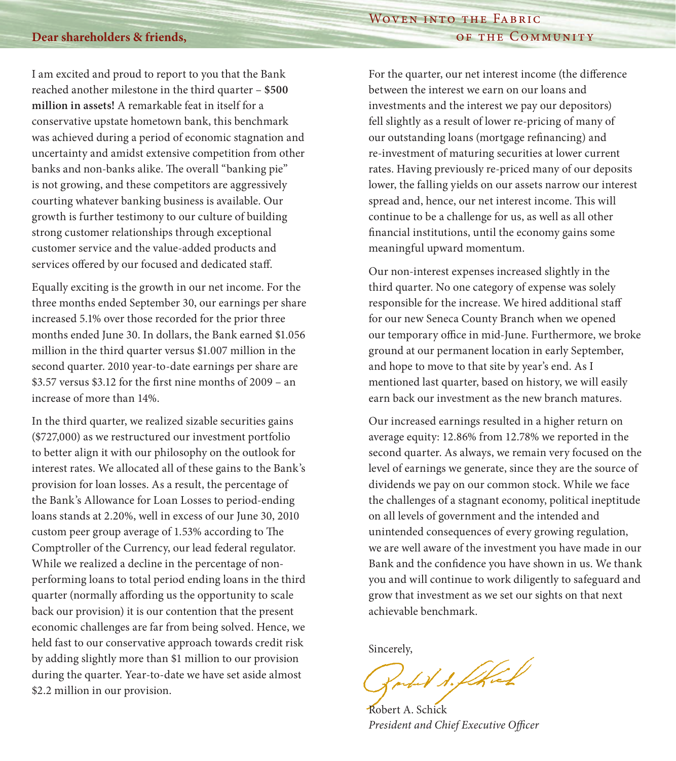**Dear shareholders & friends,**

I am excited and proud to report to you that the Bank reached another milestone in the third quarter – **$500 million in assets!** A remarkable feat in itself for a conservative upstate hometown bank, this benchmark was achieved during a period of economic stagnation and uncertainty and amidst extensive competition from other banks and non-banks alike. The overall "banking pie" is not growing, and these competitors are aggressively courting whatever banking business is available. Our growth is further testimony to our culture of building strong customer relationships through exceptional customer service and the value-added products and services offered by our focused and dedicated staff.

Equally exciting is the growth in our net income. For the three months ended September 30, our earnings per share increased 5.1% over those recorded for the prior three months ended June 30. In dollars, the Bank earned $1.056 million in the third quarter versus $1.007 million in the second quarter. 2010 year-to-date earnings per share are $3.57 versus $3.12 for the first nine months of 2009 – an increase of more than 14%.

In the third quarter, we realized sizable securities gains ($727,000) as we restructured our investment portfolio to better align it with our philosophy on the outlook for interest rates. We allocated all of these gains to the Bank's provision for loan losses. As a result, the percentage of the Bank's Allowance for Loan Losses to period-ending loans stands at 2.20%, well in excess of our June 30, 2010 custom peer group average of 1.53% according to The Comptroller of the Currency, our lead federal regulator. While we realized a decline in the percentage of non-performing loans to total period ending loans in the third quarter (normally affording us the opportunity to scale back our provision) it is our contention that the present economic challenges are far from being solved. Hence, we held fast to our conservative approach towards credit risk by adding slightly more than $1 million to our provision during the quarter. Year-to-date we have set aside almost $2.2 million in our provision.

For the quarter, our net interest income (the difference between the interest we earn on our loans and investments and the interest we pay our depositors) fell slightly as a result of lower re-pricing of many of our outstanding loans (mortgage refinancing) and re-investment of maturing securities at lower current rates. Having previously re-priced many of our deposits lower, the falling yields on our assets narrow our interest spread and, hence, our net interest income. This will continue to be a challenge for us, as well as all other financial institutions, until the economy gains some meaningful upward momentum.

Our non-interest expenses increased slightly in the third quarter. No one category of expense was solely responsible for the increase. We hired additional staff for our new Seneca County Branch when we opened our temporary office in mid-June. Furthermore, we broke ground at our permanent location in early September, and hope to move to that site by year's end. As I mentioned last quarter, based on history, we will easily earn back our investment as the new branch matures.

Our increased earnings resulted in a higher return on average equity: 12.86% from 12.78% we reported in the second quarter. As always, we remain very focused on the level of earnings we generate, since they are the source of dividends we pay on our common stock. While we face the challenges of a stagnant economy, political ineptitude on all levels of government and the intended and unintended consequences of every growing regulation, we are well aware of the investment you have made in our Bank and the confidence you have shown in us. We thank you and will continue to work diligently to safeguard and grow that investment as we set our sights on that next achievable benchmark.

Sincerely,

Robert A. Schick
*President and Chief Executive Officer*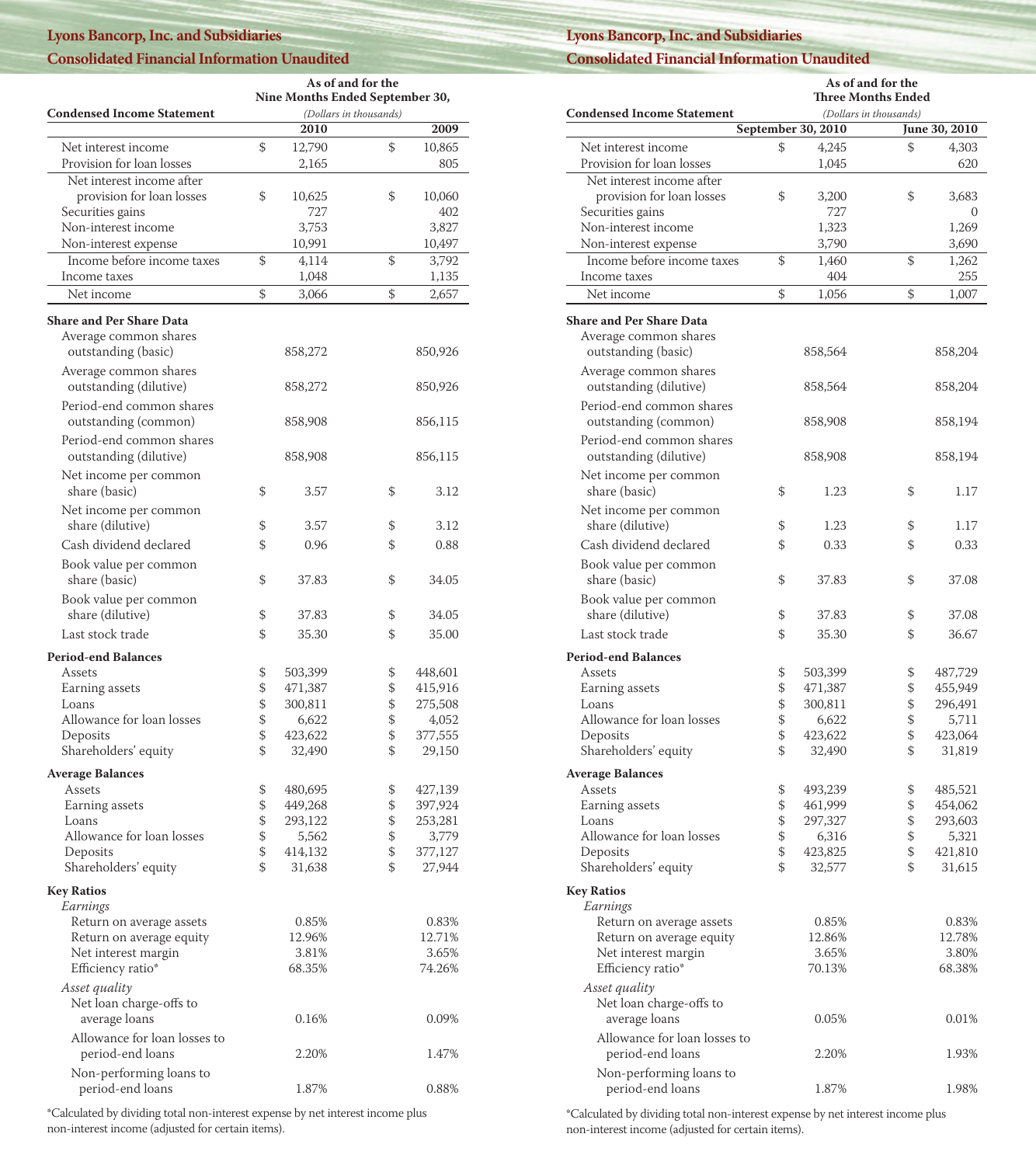## Lyons Bancorp, Inc. and Subsidiaries
## Consolidated Financial Information Unaudited

| Condensed Income Statement | As of and for the Nine Months Ended September 30, (Dollars in thousands) 2010 | 2009 |
|---|---|---|
| Net interest income | $ 12,790 | $ 10,865 |
| Provision for loan losses | 2,165 | 805 |
| Net interest income after provision for loan losses | $ 10,625 | $ 10,060 |
| Securities gains | 727 | 402 |
| Non-interest income | 3,753 | 3,827 |
| Non-interest expense | 10,991 | 10,497 |
| Income before income taxes | $ 4,114 | $ 3,792 |
| Income taxes | 1,048 | 1,135 |
| Net income | $ 3,066 | $ 2,657 |
| **Share and Per Share Data** | | |
| Average common shares outstanding (basic) | 858,272 | 850,926 |
| Average common shares outstanding (dilutive) | 858,272 | 850,926 |
| Period-end common shares outstanding (common) | 858,908 | 856,115 |
| Period-end common shares outstanding (dilutive) | 858,908 | 856,115 |
| Net income per common share (basic) | $ 3.57 | $ 3.12 |
| Net income per common share (dilutive) | $ 3.57 | $ 3.12 |
| Cash dividend declared | $ 0.96 | $ 0.88 |
| Book value per common share (basic) | $ 37.83 | $ 34.05 |
| Book value per common share (dilutive) | $ 37.83 | $ 34.05 |
| Last stock trade | $ 35.30 | $ 35.00 |
| **Period-end Balances** | | |
| Assets | $ 503,399 | $ 448,601 |
| Earning assets | $ 471,387 | $ 415,916 |
| Loans | $ 300,811 | $ 275,508 |
| Allowance for loan losses | $ 6,622 | $ 4,052 |
| Deposits | $ 423,622 | $ 377,555 |
| Shareholders' equity | $ 32,490 | $ 29,150 |
| **Average Balances** | | |
| Assets | $ 480,695 | $ 427,139 |
| Earning assets | $ 449,268 | $ 397,924 |
| Loans | $ 293,122 | $ 253,281 |
| Allowance for loan losses | $ 5,562 | $ 3,779 |
| Deposits | $ 414,132 | $ 377,127 |
| Shareholders' equity | $ 31,638 | $ 27,944 |
| **Key Ratios** | | |
| *Earnings* | | |
| Return on average assets | 0.85% | 0.83% |
| Return on average equity | 12.96% | 12.71% |
| Net interest margin | 3.81% | 3.65% |
| Efficiency ratio* | 68.35% | 74.26% |
| *Asset quality* | | |
| Net loan charge-offs to average loans | 0.16% | 0.09% |
| Allowance for loan losses to period-end loans | 2.20% | 1.47% |
| Non-performing loans to period-end loans | 1.87% | 0.88% |

*Calculated by dividing total non-interest expense by net interest income plus non-interest income (adjusted for certain items).

## Lyons Bancorp, Inc. and Subsidiaries
## Consolidated Financial Information Unaudited

| Condensed Income Statement | As of and for the Three Months Ended (Dollars in thousands) September 30, 2010 | June 30, 2010 |
|---|---|---|
| Net interest income | $ 4,245 | $ 4,303 |
| Provision for loan losses | 1,045 | 620 |
| Net interest income after provision for loan losses | $ 3,200 | $ 3,683 |
| Securities gains | 727 | 0 |
| Non-interest income | 1,323 | 1,269 |
| Non-interest expense | 3,790 | 3,690 |
| Income before income taxes | $ 1,460 | $ 1,262 |
| Income taxes | 404 | 255 |
| Net income | $ 1,056 | $ 1,007 |
| **Share and Per Share Data** | | |
| Average common shares outstanding (basic) | 858,564 | 858,204 |
| Average common shares outstanding (dilutive) | 858,564 | 858,204 |
| Period-end common shares outstanding (common) | 858,908 | 858,194 |
| Period-end common shares outstanding (dilutive) | 858,908 | 858,194 |
| Net income per common share (basic) | $ 1.23 | $ 1.17 |
| Net income per common share (dilutive) | $ 1.23 | $ 1.17 |
| Cash dividend declared | $ 0.33 | $ 0.33 |
| Book value per common share (basic) | $ 37.83 | $ 37.08 |
| Book value per common share (dilutive) | $ 37.83 | $ 37.08 |
| Last stock trade | $ 35.30 | $ 36.67 |
| **Period-end Balances** | | |
| Assets | $ 503,399 | $ 487,729 |
| Earning assets | $ 471,387 | $ 455,949 |
| Loans | $ 300,811 | $ 296,491 |
| Allowance for loan losses | $ 6,622 | $ 5,711 |
| Deposits | $ 423,622 | $ 423,064 |
| Shareholders' equity | $ 32,490 | $ 31,819 |
| **Average Balances** | | |
| Assets | $ 493,239 | $ 485,521 |
| Earning assets | $ 461,999 | $ 454,062 |
| Loans | $ 297,327 | $ 293,603 |
| Allowance for loan losses | $ 6,316 | $ 5,321 |
| Deposits | $ 423,825 | $ 421,810 |
| Shareholders' equity | $ 32,577 | $ 31,615 |
| **Key Ratios** | | |
| *Earnings* | | |
| Return on average assets | 0.85% | 0.83% |
| Return on average equity | 12.86% | 12.78% |
| Net interest margin | 3.65% | 3.80% |
| Efficiency ratio* | 70.13% | 68.38% |
| *Asset quality* | | |
| Net loan charge-offs to average loans | 0.05% | 0.01% |
| Allowance for loan losses to period-end loans | 2.20% | 1.93% |
| Non-performing loans to period-end loans | 1.87% | 1.98% |

*Calculated by dividing total non-interest expense by net interest income plus non-interest income (adjusted for certain items).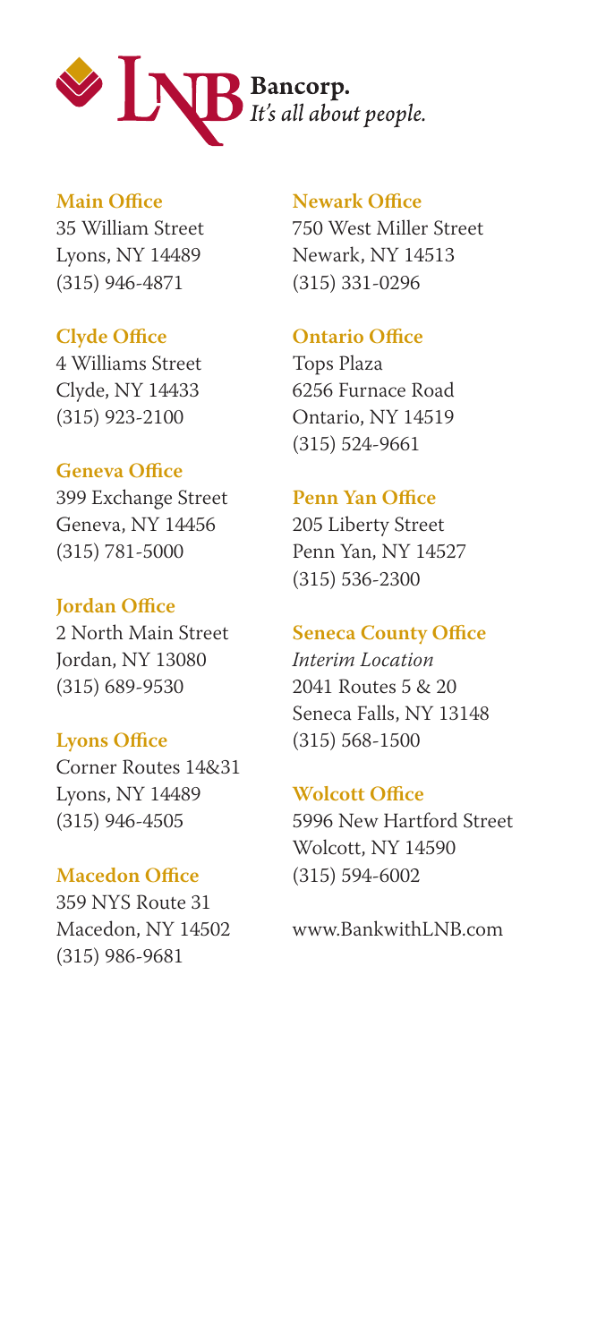**LNB Bancorp.** *It's all about people.*

**Main Office**
35 William Street
Lyons, NY 14489
(315) 946-4871

**Clyde Office**
4 Williams Street
Clyde, NY 14433
(315) 923-2100

**Geneva Office**
399 Exchange Street
Geneva, NY 14456
(315) 781-5000

**Jordan Office**
2 North Main Street
Jordan, NY 13080
(315) 689-9530

**Lyons Office**
Corner Routes 14&31
Lyons, NY 14489
(315) 946-4505

**Macedon Office**
359 NYS Route 31
Macedon, NY 14502
(315) 986-9681

**Newark Office**
750 West Miller Street
Newark, NY 14513
(315) 331-0296

**Ontario Office**
Tops Plaza
6256 Furnace Road
Ontario, NY 14519
(315) 524-9661

**Penn Yan Office**
205 Liberty Street
Penn Yan, NY 14527
(315) 536-2300

**Seneca County Office**
*Interim Location*
2041 Routes 5 & 20
Seneca Falls, NY 13148
(315) 568-1500

**Wolcott Office**
5996 New Hartford Street
Wolcott, NY 14590
(315) 594-6002

www.BankwithLNB.com